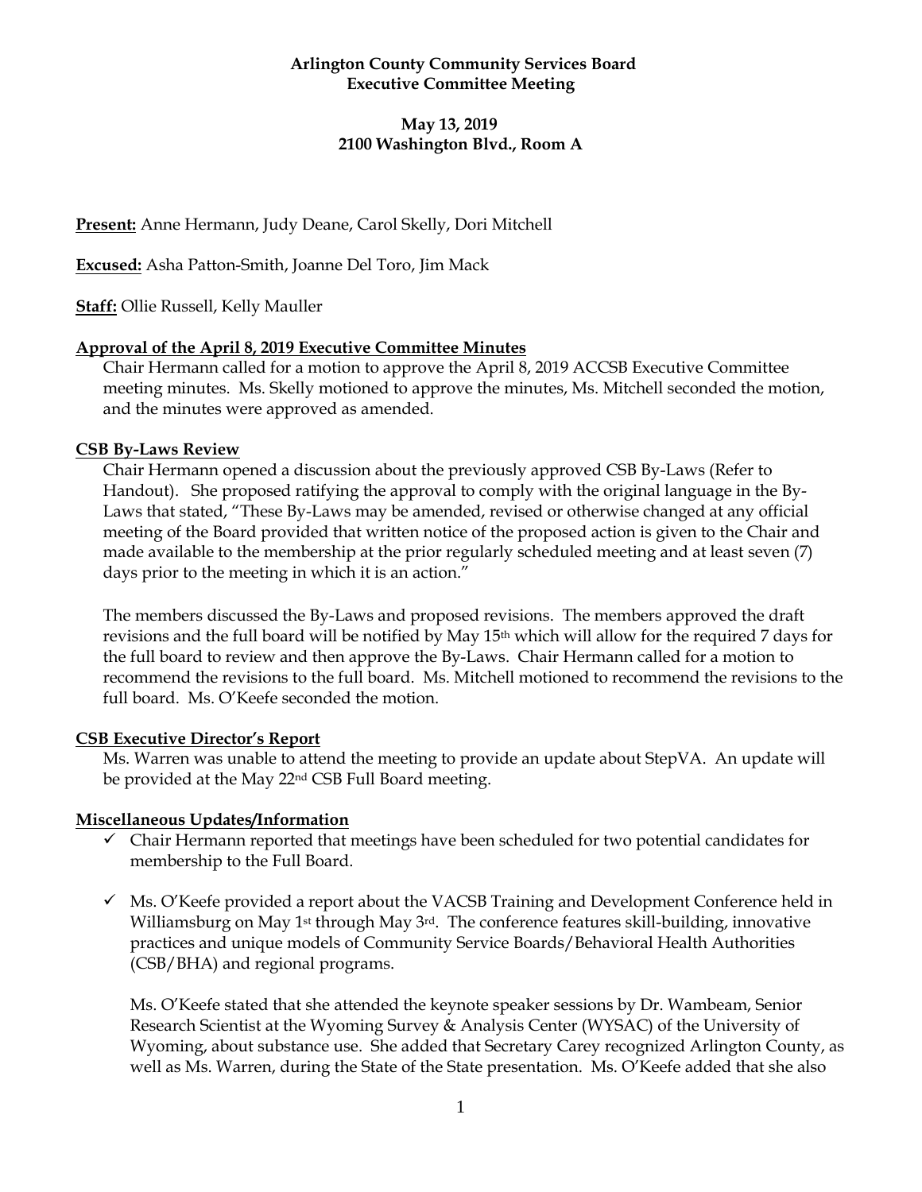**Arlington County Community Services Board**
**Executive Committee Meeting**

**May 13, 2019**
**2100 Washington Blvd., Room A**

**Present:** Anne Hermann, Judy Deane, Carol Skelly, Dori Mitchell

**Excused:** Asha Patton-Smith, Joanne Del Toro, Jim Mack

**Staff:** Ollie Russell, Kelly Mauller

## Approval of the April 8, 2019 Executive Committee Minutes

Chair Hermann called for a motion to approve the April 8, 2019 ACCSB Executive Committee meeting minutes. Ms. Skelly motioned to approve the minutes, Ms. Mitchell seconded the motion, and the minutes were approved as amended.

## CSB By-Laws Review

Chair Hermann opened a discussion about the previously approved CSB By-Laws (Refer to Handout). She proposed ratifying the approval to comply with the original language in the By-Laws that stated, "These By-Laws may be amended, revised or otherwise changed at any official meeting of the Board provided that written notice of the proposed action is given to the Chair and made available to the membership at the prior regularly scheduled meeting and at least seven (7) days prior to the meeting in which it is an action."

The members discussed the By-Laws and proposed revisions. The members approved the draft revisions and the full board will be notified by May 15th which will allow for the required 7 days for the full board to review and then approve the By-Laws. Chair Hermann called for a motion to recommend the revisions to the full board. Ms. Mitchell motioned to recommend the revisions to the full board. Ms. O'Keefe seconded the motion.

## CSB Executive Director's Report

Ms. Warren was unable to attend the meeting to provide an update about StepVA. An update will be provided at the May 22nd CSB Full Board meeting.

## Miscellaneous Updates/Information

- ✓ Chair Hermann reported that meetings have been scheduled for two potential candidates for membership to the Full Board.

- ✓ Ms. O'Keefe provided a report about the VACSB Training and Development Conference held in Williamsburg on May 1st through May 3rd. The conference features skill-building, innovative practices and unique models of Community Service Boards/Behavioral Health Authorities (CSB/BHA) and regional programs.

  Ms. O'Keefe stated that she attended the keynote speaker sessions by Dr. Wambeam, Senior Research Scientist at the Wyoming Survey & Analysis Center (WYSAC) of the University of Wyoming, about substance use. She added that Secretary Carey recognized Arlington County, as well as Ms. Warren, during the State of the State presentation. Ms. O'Keefe added that she also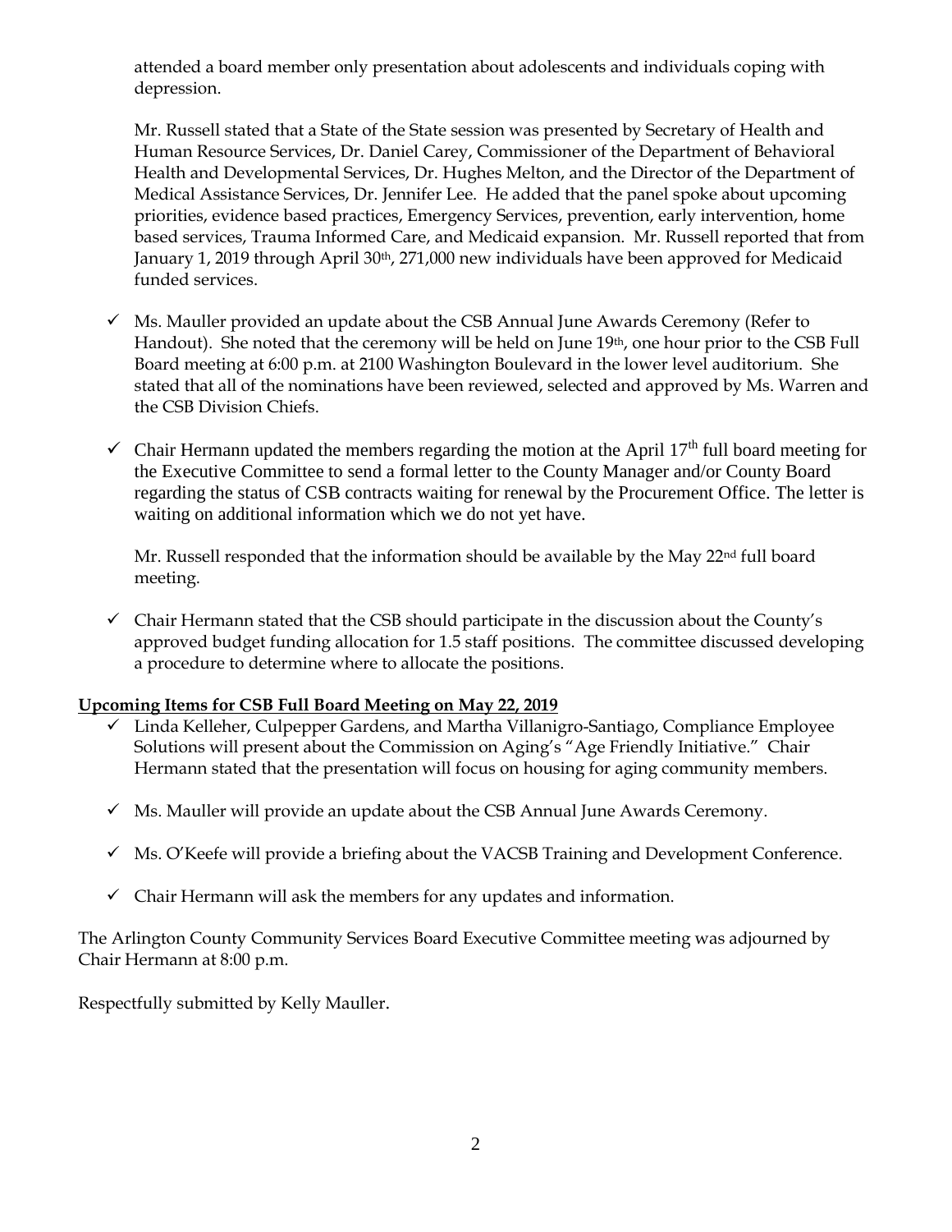attended a board member only presentation about adolescents and individuals coping with depression.

Mr. Russell stated that a State of the State session was presented by Secretary of Health and Human Resource Services, Dr. Daniel Carey, Commissioner of the Department of Behavioral Health and Developmental Services, Dr. Hughes Melton, and the Director of the Department of Medical Assistance Services, Dr. Jennifer Lee. He added that the panel spoke about upcoming priorities, evidence based practices, Emergency Services, prevention, early intervention, home based services, Trauma Informed Care, and Medicaid expansion. Mr. Russell reported that from January 1, 2019 through April 30th, 271,000 new individuals have been approved for Medicaid funded services.

- ✓ Ms. Mauller provided an update about the CSB Annual June Awards Ceremony (Refer to Handout). She noted that the ceremony will be held on June 19th, one hour prior to the CSB Full Board meeting at 6:00 p.m. at 2100 Washington Boulevard in the lower level auditorium. She stated that all of the nominations have been reviewed, selected and approved by Ms. Warren and the CSB Division Chiefs.

- ✓ Chair Hermann updated the members regarding the motion at the April 17th full board meeting for the Executive Committee to send a formal letter to the County Manager and/or County Board regarding the status of CSB contracts waiting for renewal by the Procurement Office. The letter is waiting on additional information which we do not yet have.

  Mr. Russell responded that the information should be available by the May 22nd full board meeting.

- ✓ Chair Hermann stated that the CSB should participate in the discussion about the County's approved budget funding allocation for 1.5 staff positions. The committee discussed developing a procedure to determine where to allocate the positions.

**Upcoming Items for CSB Full Board Meeting on May 22, 2019**

- ✓ Linda Kelleher, Culpepper Gardens, and Martha Villanigro-Santiago, Compliance Employee Solutions will present about the Commission on Aging's "Age Friendly Initiative." Chair Hermann stated that the presentation will focus on housing for aging community members.

- ✓ Ms. Mauller will provide an update about the CSB Annual June Awards Ceremony.

- ✓ Ms. O'Keefe will provide a briefing about the VACSB Training and Development Conference.

- ✓ Chair Hermann will ask the members for any updates and information.

The Arlington County Community Services Board Executive Committee meeting was adjourned by Chair Hermann at 8:00 p.m.

Respectfully submitted by Kelly Mauller.